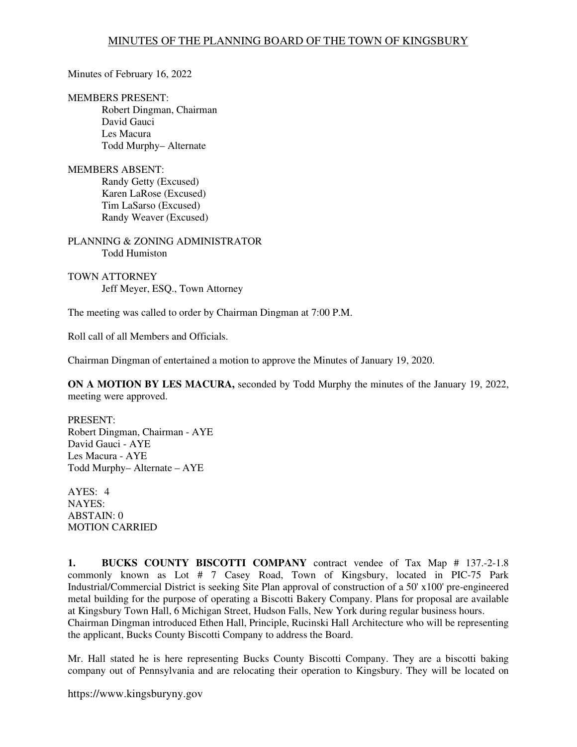# MINUTES OF THE PLANNING BOARD OF THE TOWN OF KINGSBURY

Minutes of February 16, 2022

MEMBERS PRESENT:
Robert Dingman, Chairman
David Gauci
Les Macura
Todd Murphy– Alternate

MEMBERS ABSENT:
Randy Getty (Excused)
Karen LaRose (Excused)
Tim LaSarso (Excused)
Randy Weaver (Excused)

PLANNING & ZONING ADMINISTRATOR
Todd Humiston

TOWN ATTORNEY
Jeff Meyer, ESQ., Town Attorney

The meeting was called to order by Chairman Dingman at 7:00 P.M.

Roll call of all Members and Officials.

Chairman Dingman of entertained a motion to approve the Minutes of January 19, 2020.

**ON A MOTION BY LES MACURA,** seconded by Todd Murphy the minutes of the January 19, 2022, meeting were approved.

PRESENT:
Robert Dingman, Chairman - AYE
David Gauci - AYE
Les Macura - AYE
Todd Murphy– Alternate – AYE

AYES: 4
NAYES:
ABSTAIN: 0
MOTION CARRIED

**1. BUCKS COUNTY BISCOTTI COMPANY** contract vendee of Tax Map # 137.-2-1.8 commonly known as Lot # 7 Casey Road, Town of Kingsbury, located in PIC-75 Park Industrial/Commercial District is seeking Site Plan approval of construction of a 50' x100' pre-engineered metal building for the purpose of operating a Biscotti Bakery Company. Plans for proposal are available at Kingsbury Town Hall, 6 Michigan Street, Hudson Falls, New York during regular business hours.
Chairman Dingman introduced Ethen Hall, Principle, Rucinski Hall Architecture who will be representing the applicant, Bucks County Biscotti Company to address the Board.

Mr. Hall stated he is here representing Bucks County Biscotti Company. They are a biscotti baking company out of Pennsylvania and are relocating their operation to Kingsbury. They will be located on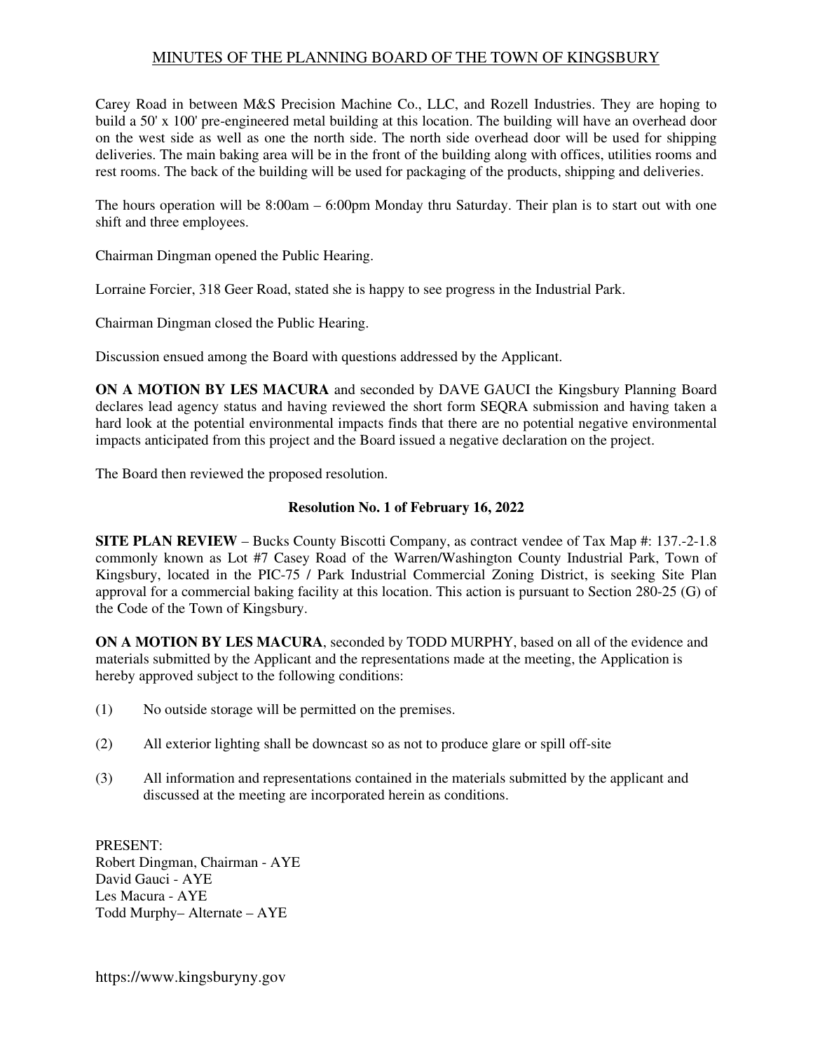Carey Road in between M&S Precision Machine Co., LLC, and Rozell Industries. They are hoping to build a 50' x 100' pre-engineered metal building at this location. The building will have an overhead door on the west side as well as one the north side. The north side overhead door will be used for shipping deliveries. The main baking area will be in the front of the building along with offices, utilities rooms and rest rooms. The back of the building will be used for packaging of the products, shipping and deliveries.

The hours operation will be 8:00am – 6:00pm Monday thru Saturday. Their plan is to start out with one shift and three employees.

Chairman Dingman opened the Public Hearing.

Lorraine Forcier, 318 Geer Road, stated she is happy to see progress in the Industrial Park.

Chairman Dingman closed the Public Hearing.

Discussion ensued among the Board with questions addressed by the Applicant.

**ON A MOTION BY LES MACURA** and seconded by DAVE GAUCI the Kingsbury Planning Board declares lead agency status and having reviewed the short form SEQRA submission and having taken a hard look at the potential environmental impacts finds that there are no potential negative environmental impacts anticipated from this project and the Board issued a negative declaration on the project.

The Board then reviewed the proposed resolution.

**Resolution No. 1 of February 16, 2022**

**SITE PLAN REVIEW** – Bucks County Biscotti Company, as contract vendee of Tax Map #: 137.-2-1.8 commonly known as Lot #7 Casey Road of the Warren/Washington County Industrial Park, Town of Kingsbury, located in the PIC-75 / Park Industrial Commercial Zoning District, is seeking Site Plan approval for a commercial baking facility at this location. This action is pursuant to Section 280-25 (G) of the Code of the Town of Kingsbury.

**ON A MOTION BY LES MACURA**, seconded by TODD MURPHY, based on all of the evidence and materials submitted by the Applicant and the representations made at the meeting, the Application is hereby approved subject to the following conditions:

(1) No outside storage will be permitted on the premises.

(2) All exterior lighting shall be downcast so as not to produce glare or spill off-site

(3) All information and representations contained in the materials submitted by the applicant and discussed at the meeting are incorporated herein as conditions.

PRESENT:
Robert Dingman, Chairman - AYE
David Gauci - AYE
Les Macura - AYE
Todd Murphy– Alternate – AYE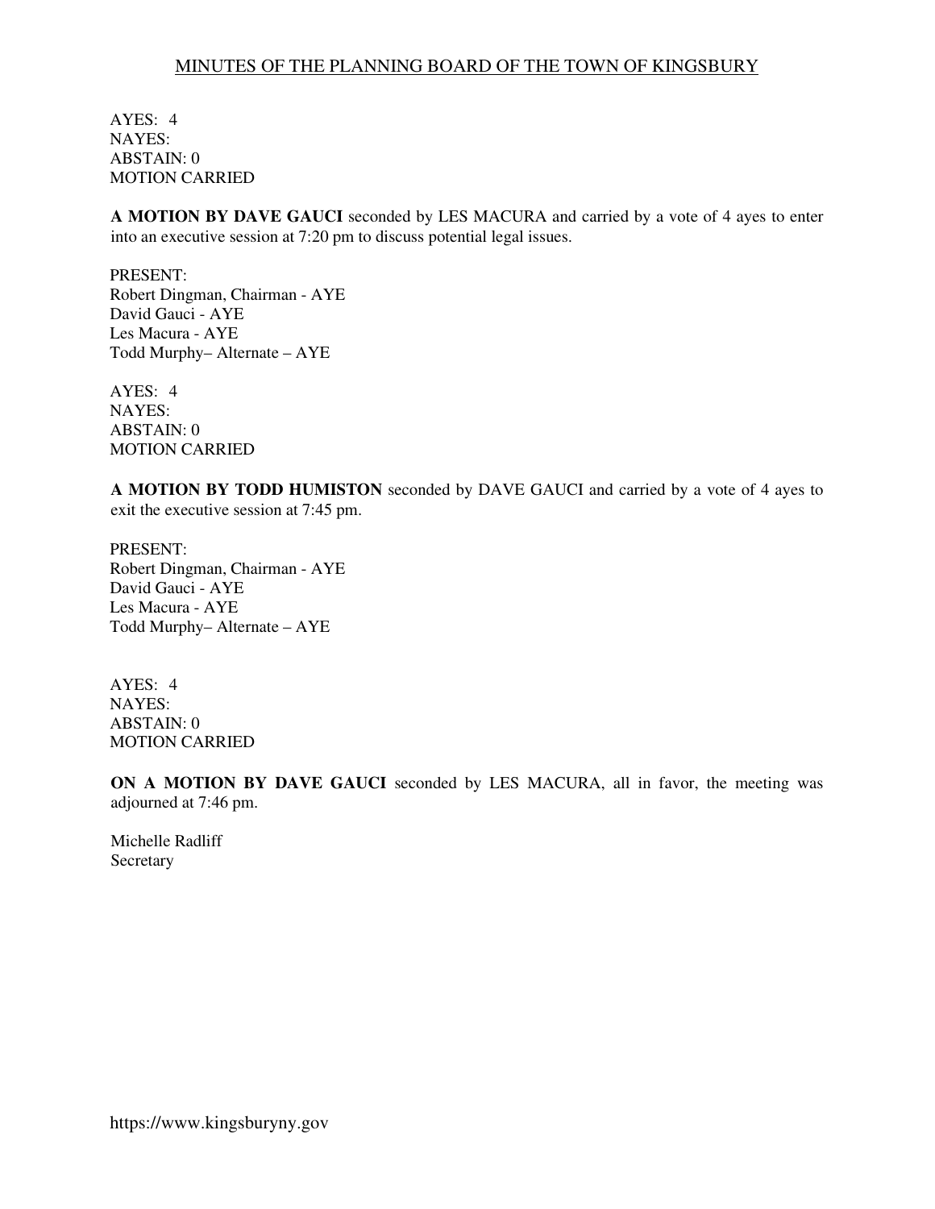AYES: 4
NAYES:
ABSTAIN: 0
MOTION CARRIED

**A MOTION BY DAVE GAUCI** seconded by LES MACURA and carried by a vote of 4 ayes to enter into an executive session at 7:20 pm to discuss potential legal issues.

PRESENT:
Robert Dingman, Chairman - AYE
David Gauci - AYE
Les Macura - AYE
Todd Murphy– Alternate – AYE

AYES: 4
NAYES:
ABSTAIN: 0
MOTION CARRIED

**A MOTION BY TODD HUMISTON** seconded by DAVE GAUCI and carried by a vote of 4 ayes to exit the executive session at 7:45 pm.

PRESENT:
Robert Dingman, Chairman - AYE
David Gauci - AYE
Les Macura - AYE
Todd Murphy– Alternate – AYE

AYES: 4
NAYES:
ABSTAIN: 0
MOTION CARRIED

**ON A MOTION BY DAVE GAUCI** seconded by LES MACURA, all in favor, the meeting was adjourned at 7:46 pm.

Michelle Radliff
Secretary